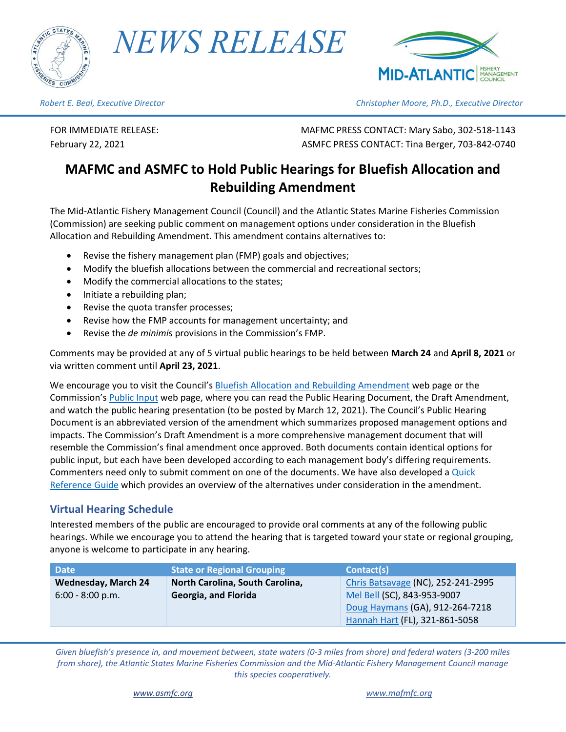# NEWS RELEASE

*Robert E. Beal, Executive Director* *Christopher Moore, Ph.D., Executive Director*

FOR IMMEDIATE RELEASE:
February 22, 2021

MAFMC PRESS CONTACT: Mary Sabo, 302-518-1143
ASMFC PRESS CONTACT: Tina Berger, 703-842-0740

## MAFMC and ASMFC to Hold Public Hearings for Bluefish Allocation and Rebuilding Amendment

The Mid-Atlantic Fishery Management Council (Council) and the Atlantic States Marine Fisheries Commission (Commission) are seeking public comment on management options under consideration in the Bluefish Allocation and Rebuilding Amendment. This amendment contains alternatives to:

- Revise the fishery management plan (FMP) goals and objectives;
- Modify the bluefish allocations between the commercial and recreational sectors;
- Modify the commercial allocations to the states;
- Initiate a rebuilding plan;
- Revise the quota transfer processes;
- Revise how the FMP accounts for management uncertainty; and
- Revise the *de minimis* provisions in the Commission's FMP.

Comments may be provided at any of 5 virtual public hearings to be held between **March 24** and **April 8, 2021** or via written comment until **April 23, 2021**.

We encourage you to visit the Council's Bluefish Allocation and Rebuilding Amendment web page or the Commission's Public Input web page, where you can read the Public Hearing Document, the Draft Amendment, and watch the public hearing presentation (to be posted by March 12, 2021). The Council's Public Hearing Document is an abbreviated version of the amendment which summarizes proposed management options and impacts. The Commission's Draft Amendment is a more comprehensive management document that will resemble the Commission's final amendment once approved. Both documents contain identical options for public input, but each have been developed according to each management body's differing requirements. Commenters need only to submit comment on one of the documents. We have also developed a Quick Reference Guide which provides an overview of the alternatives under consideration in the amendment.

### Virtual Hearing Schedule

Interested members of the public are encouraged to provide oral comments at any of the following public hearings. While we encourage you to attend the hearing that is targeted toward your state or regional grouping, anyone is welcome to participate in any hearing.

| Date | State or Regional Grouping | Contact(s) |
|---|---|---|
| **Wednesday, March 24**<br>6:00 - 8:00 p.m. | **North Carolina, South Carolina, Georgia, and Florida** | Chris Batsavage (NC), 252-241-2995<br>Mel Bell (SC), 843-953-9007<br>Doug Haymans (GA), 912-264-7218<br>Hannah Hart (FL), 321-861-5058 |

*Given bluefish's presence in, and movement between, state waters (0-3 miles from shore) and federal waters (3-200 miles from shore), the Atlantic States Marine Fisheries Commission and the Mid-Atlantic Fishery Management Council manage this species cooperatively.*

www.asmfc.org www.mafmc.org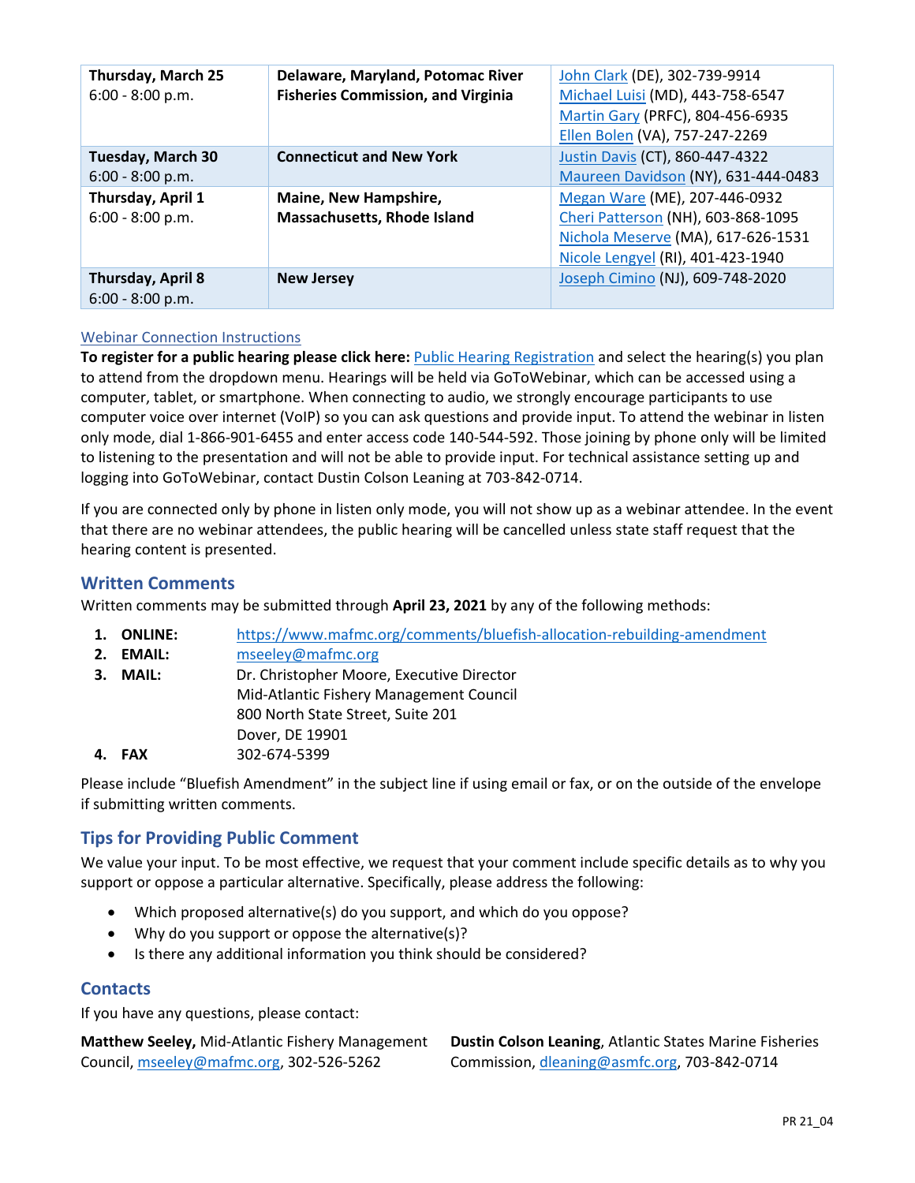| | | |
|---|---|---|
| **Thursday, March 25**<br>6:00 - 8:00 p.m. | **Delaware, Maryland, Potomac River Fisheries Commission, and Virginia** | John Clark (DE), 302-739-9914<br>Michael Luisi (MD), 443-758-6547<br>Martin Gary (PRFC), 804-456-6935<br>Ellen Bolen (VA), 757-247-2269 |
| **Tuesday, March 30**<br>6:00 - 8:00 p.m. | **Connecticut and New York** | Justin Davis (CT), 860-447-4322<br>Maureen Davidson (NY), 631-444-0483 |
| **Thursday, April 1**<br>6:00 - 8:00 p.m. | **Maine, New Hampshire, Massachusetts, Rhode Island** | Megan Ware (ME), 207-446-0932<br>Cheri Patterson (NH), 603-868-1095<br>Nichola Meserve (MA), 617-626-1531<br>Nicole Lengyel (RI), 401-423-1940 |
| **Thursday, April 8**<br>6:00 - 8:00 p.m. | **New Jersey** | Joseph Cimino (NJ), 609-748-2020 |

Webinar Connection Instructions

**To register for a public hearing please click here:** Public Hearing Registration and select the hearing(s) you plan to attend from the dropdown menu. Hearings will be held via GoToWebinar, which can be accessed using a computer, tablet, or smartphone. When connecting to audio, we strongly encourage participants to use computer voice over internet (VoIP) so you can ask questions and provide input. To attend the webinar in listen only mode, dial 1-866-901-6455 and enter access code 140-544-592. Those joining by phone only will be limited to listening to the presentation and will not be able to provide input. For technical assistance setting up and logging into GoToWebinar, contact Dustin Colson Leaning at 703-842-0714.

If you are connected only by phone in listen only mode, you will not show up as a webinar attendee. In the event that there are no webinar attendees, the public hearing will be cancelled unless state staff request that the hearing content is presented.

## Written Comments

Written comments may be submitted through **April 23, 2021** by any of the following methods:

1. **ONLINE:** https://www.mafmc.org/comments/bluefish-allocation-rebuilding-amendment
2. **EMAIL:** mseeley@mafmc.org
3. **MAIL:** Dr. Christopher Moore, Executive Director
   Mid-Atlantic Fishery Management Council
   800 North State Street, Suite 201
   Dover, DE 19901
4. **FAX** 302-674-5399

Please include "Bluefish Amendment" in the subject line if using email or fax, or on the outside of the envelope if submitting written comments.

## Tips for Providing Public Comment

We value your input. To be most effective, we request that your comment include specific details as to why you support or oppose a particular alternative. Specifically, please address the following:

- Which proposed alternative(s) do you support, and which do you oppose?
- Why do you support or oppose the alternative(s)?
- Is there any additional information you think should be considered?

## Contacts

If you have any questions, please contact:

**Matthew Seeley,** Mid-Atlantic Fishery Management Council, mseeley@mafmc.org, 302-526-5262

**Dustin Colson Leaning**, Atlantic States Marine Fisheries Commission, dleaning@asmfc.org, 703-842-0714

PR 21_04